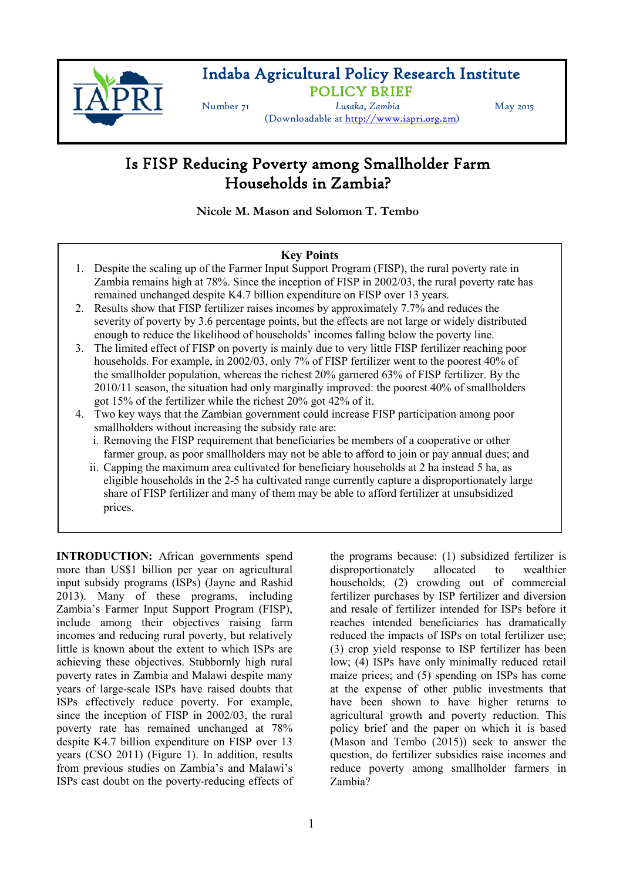# Indaba Agricultural Policy Research Institute

## POLICY BRIEF

Number 71 *Lusaka, Zambia* May 2015

(Downloadable at http://www.iapri.org.zm)

# Is FISP Reducing Poverty among Smallholder Farm Households in Zambia?

**Nicole M. Mason and Solomon T. Tembo**

### Key Points

1. Despite the scaling up of the Farmer Input Support Program (FISP), the rural poverty rate in Zambia remains high at 78%. Since the inception of FISP in 2002/03, the rural poverty rate has remained unchanged despite K4.7 billion expenditure on FISP over 13 years.
2. Results show that FISP fertilizer raises incomes by approximately 7.7% and reduces the severity of poverty by 3.6 percentage points, but the effects are not large or widely distributed enough to reduce the likelihood of households' incomes falling below the poverty line.
3. The limited effect of FISP on poverty is mainly due to very little FISP fertilizer reaching poor households. For example, in 2002/03, only 7% of FISP fertilizer went to the poorest 40% of the smallholder population, whereas the richest 20% garnered 63% of FISP fertilizer. By the 2010/11 season, the situation had only marginally improved: the poorest 40% of smallholders got 15% of the fertilizer while the richest 20% got 42% of it.
4. Two key ways that the Zambian government could increase FISP participation among poor smallholders without increasing the subsidy rate are:
   i. Removing the FISP requirement that beneficiaries be members of a cooperative or other farmer group, as poor smallholders may not be able to afford to join or pay annual dues; and
   ii. Capping the maximum area cultivated for beneficiary households at 2 ha instead 5 ha, as eligible households in the 2-5 ha cultivated range currently capture a disproportionately large share of FISP fertilizer and many of them may be able to afford fertilizer at unsubsidized prices.

**INTRODUCTION:** African governments spend more than US$1 billion per year on agricultural input subsidy programs (ISPs) (Jayne and Rashid 2013). Many of these programs, including Zambia's Farmer Input Support Program (FISP), include among their objectives raising farm incomes and reducing rural poverty, but relatively little is known about the extent to which ISPs are achieving these objectives. Stubbornly high rural poverty rates in Zambia and Malawi despite many years of large-scale ISPs have raised doubts that ISPs effectively reduce poverty. For example, since the inception of FISP in 2002/03, the rural poverty rate has remained unchanged at 78% despite K4.7 billion expenditure on FISP over 13 years (CSO 2011) (Figure 1). In addition, results from previous studies on Zambia's and Malawi's ISPs cast doubt on the poverty-reducing effects of the programs because: (1) subsidized fertilizer is disproportionately allocated to wealthier households; (2) crowding out of commercial fertilizer purchases by ISP fertilizer and diversion and resale of fertilizer intended for ISPs before it reaches intended beneficiaries has dramatically reduced the impacts of ISPs on total fertilizer use; (3) crop yield response to ISP fertilizer has been low; (4) ISPs have only minimally reduced retail maize prices; and (5) spending on ISPs has come at the expense of other public investments that have been shown to have higher returns to agricultural growth and poverty reduction. This policy brief and the paper on which it is based (Mason and Tembo (2015)) seek to answer the question, do fertilizer subsidies raise incomes and reduce poverty among smallholder farmers in Zambia?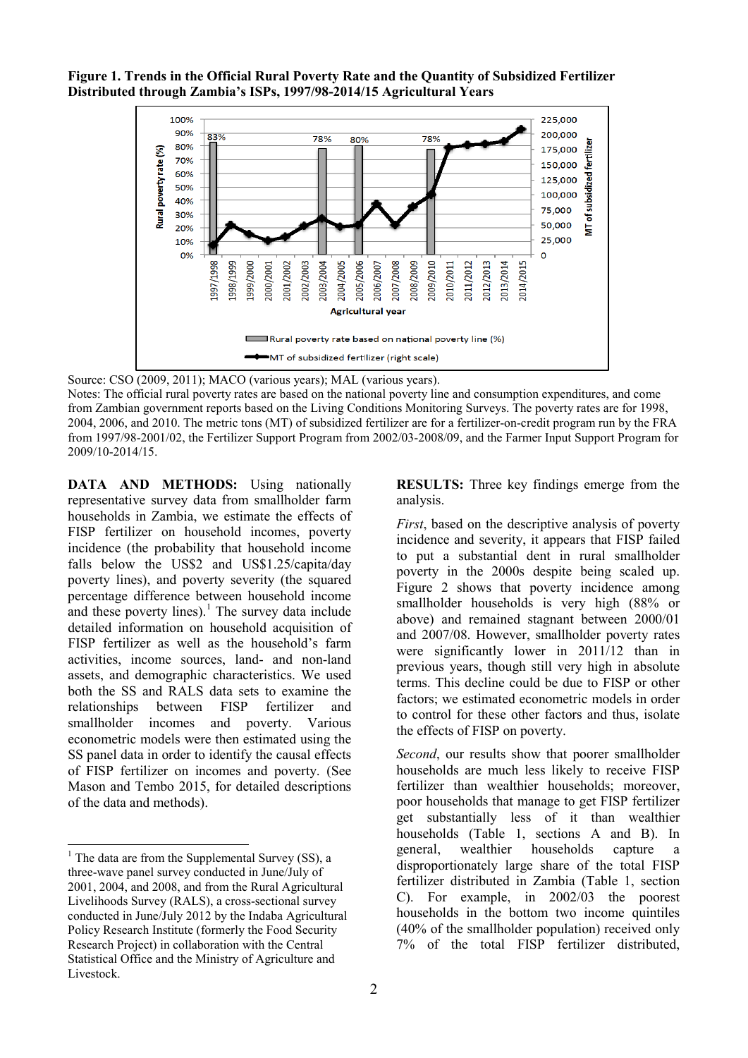**Figure 1. Trends in the Official Rural Poverty Rate and the Quantity of Subsidized Fertilizer Distributed through Zambia's ISPs, 1997/98-2014/15 Agricultural Years**

Source: CSO (2009, 2011); MACO (various years); MAL (various years).

Notes: The official rural poverty rates are based on the national poverty line and consumption expenditures, and come from Zambian government reports based on the Living Conditions Monitoring Surveys. The poverty rates are for 1998, 2004, 2006, and 2010. The metric tons (MT) of subsidized fertilizer are for a fertilizer-on-credit program run by the FRA from 1997/98-2001/02, the Fertilizer Support Program from 2002/03-2008/09, and the Farmer Input Support Program for 2009/10-2014/15.

**DATA AND METHODS:** Using nationally representative survey data from smallholder farm households in Zambia, we estimate the effects of FISP fertilizer on household incomes, poverty incidence (the probability that household income falls below the US$2 and US$1.25/capita/day poverty lines), and poverty severity (the squared percentage difference between household income and these poverty lines).[1] The survey data include detailed information on household acquisition of FISP fertilizer as well as the household's farm activities, income sources, land- and non-land assets, and demographic characteristics. We used both the SS and RALS data sets to examine the relationships between FISP fertilizer and smallholder incomes and poverty. Various econometric models were then estimated using the SS panel data in order to identify the causal effects of FISP fertilizer on incomes and poverty. (See Mason and Tembo 2015, for detailed descriptions of the data and methods).

[1] The data are from the Supplemental Survey (SS), a three-wave panel survey conducted in June/July of 2001, 2004, and 2008, and from the Rural Agricultural Livelihoods Survey (RALS), a cross-sectional survey conducted in June/July 2012 by the Indaba Agricultural Policy Research Institute (formerly the Food Security Research Project) in collaboration with the Central Statistical Office and the Ministry of Agriculture and Livestock.

**RESULTS:** Three key findings emerge from the analysis.

*First*, based on the descriptive analysis of poverty incidence and severity, it appears that FISP failed to put a substantial dent in rural smallholder poverty in the 2000s despite being scaled up. Figure 2 shows that poverty incidence among smallholder households is very high (88% or above) and remained stagnant between 2000/01 and 2007/08. However, smallholder poverty rates were significantly lower in 2011/12 than in previous years, though still very high in absolute terms. This decline could be due to FISP or other factors; we estimated econometric models in order to control for these other factors and thus, isolate the effects of FISP on poverty.

*Second*, our results show that poorer smallholder households are much less likely to receive FISP fertilizer than wealthier households; moreover, poor households that manage to get FISP fertilizer get substantially less of it than wealthier households (Table 1, sections A and B). In general, wealthier households capture a disproportionately large share of the total FISP fertilizer distributed in Zambia (Table 1, section C). For example, in 2002/03 the poorest households in the bottom two income quintiles (40% of the smallholder population) received only 7% of the total FISP fertilizer distributed,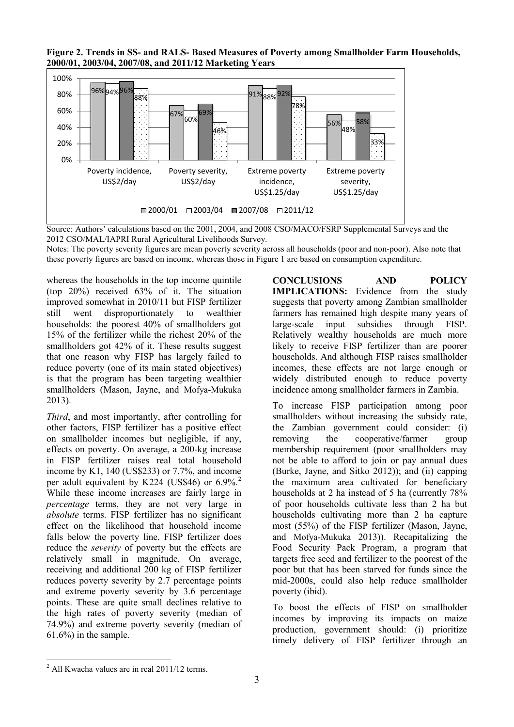**Figure 2. Trends in SS- and RALS- Based Measures of Poverty among Smallholder Farm Households, 2000/01, 2003/04, 2007/08, and 2011/12 Marketing Years**

| | 2000/01 | 2003/04 | 2007/08 | 2011/12 |
|---|---|---|---|---|
| Poverty incidence, US$2/day | 96% | 94% | 96% | 88% |
| Poverty severity, US$2/day | 67% | 60% | 69% | 46% |
| Extreme poverty incidence, US$1.25/day | 91% | 88% | 92% | 78% |
| Extreme poverty severity, US$1.25/day | 56% | 48% | 58% | 33% |

Source: Authors' calculations based on the 2001, 2004, and 2008 CSO/MACO/FSRP Supplemental Surveys and the 2012 CSO/MAL/IAPRI Rural Agricultural Livelihoods Survey.

Notes: The poverty severity figures are mean poverty severity across all households (poor and non-poor). Also note that these poverty figures are based on income, whereas those in Figure 1 are based on consumption expenditure.

whereas the households in the top income quintile (top 20%) received 63% of it. The situation improved somewhat in 2010/11 but FISP fertilizer still went disproportionately to wealthier households: the poorest 40% of smallholders got 15% of the fertilizer while the richest 20% of the smallholders got 42% of it. These results suggest that one reason why FISP has largely failed to reduce poverty (one of its main stated objectives) is that the program has been targeting wealthier smallholders (Mason, Jayne, and Mofya-Mukuka 2013).

*Third*, and most importantly, after controlling for other factors, FISP fertilizer has a positive effect on smallholder incomes but negligible, if any, effects on poverty. On average, a 200-kg increase in FISP fertilizer raises real total household income by K1, 140 (US$233) or 7.7%, and income per adult equivalent by K224 (US$46) or 6.9%.[2] While these income increases are fairly large in *percentage* terms, they are not very large in *absolute* terms. FISP fertilizer has no significant effect on the likelihood that household income falls below the poverty line. FISP fertilizer does reduce the *severity* of poverty but the effects are relatively small in magnitude. On average, receiving and additional 200 kg of FISP fertilizer reduces poverty severity by 2.7 percentage points and extreme poverty severity by 3.6 percentage points. These are quite small declines relative to the high rates of poverty severity (median of 74.9%) and extreme poverty severity (median of 61.6%) in the sample.

**CONCLUSIONS AND POLICY IMPLICATIONS:** Evidence from the study suggests that poverty among Zambian smallholder farmers has remained high despite many years of large-scale input subsidies through FISP. Relatively wealthy households are much more likely to receive FISP fertilizer than are poorer households. And although FISP raises smallholder incomes, these effects are not large enough or widely distributed enough to reduce poverty incidence among smallholder farmers in Zambia.

To increase FISP participation among poor smallholders without increasing the subsidy rate, the Zambian government could consider: (i) removing the cooperative/farmer group membership requirement (poor smallholders may not be able to afford to join or pay annual dues (Burke, Jayne, and Sitko 2012)); and (ii) capping the maximum area cultivated for beneficiary households at 2 ha instead of 5 ha (currently 78% of poor households cultivate less than 2 ha but households cultivating more than 2 ha capture most (55%) of the FISP fertilizer (Mason, Jayne, and Mofya-Mukuka 2013)). Recapitalizing the Food Security Pack Program, a program that targets free seed and fertilizer to the poorest of the poor but that has been starved for funds since the mid-2000s, could also help reduce smallholder poverty (ibid).

To boost the effects of FISP on smallholder incomes by improving its impacts on maize production, government should: (i) prioritize timely delivery of FISP fertilizer through an

[2] All Kwacha values are in real 2011/12 terms.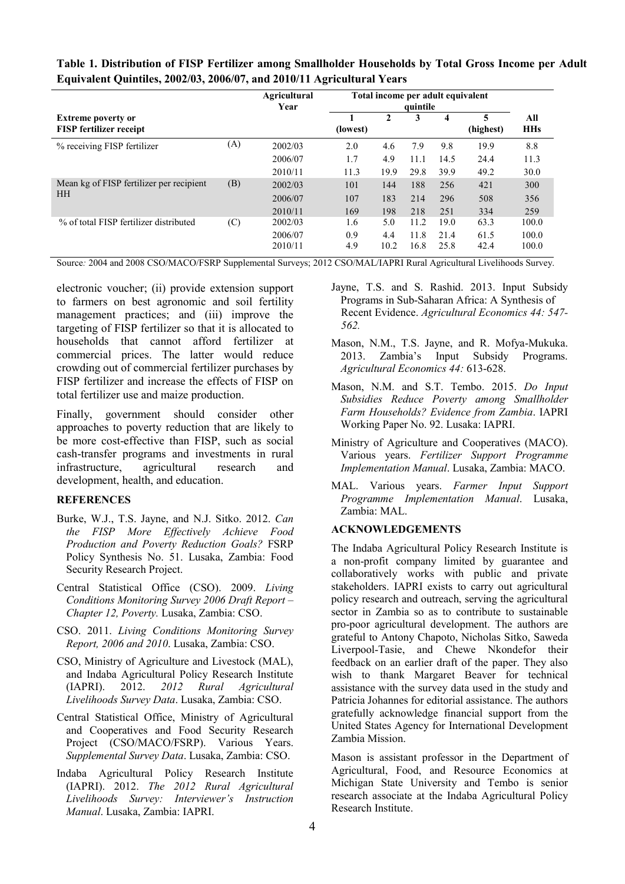**Table 1. Distribution of FISP Fertilizer among Smallholder Households by Total Gross Income per Adult Equivalent Quintiles, 2002/03, 2006/07, and 2010/11 Agricultural Years**

| Extreme poverty or FISP fertilizer receipt | | Agricultural Year | Total income per adult equivalent quintile | | | | | All HHs |
|---|---|---|---|---|---|---|---|---|
| | | | 1 (lowest) | 2 | 3 | 4 | 5 (highest) | |
| % receiving FISP fertilizer | (A) | 2002/03 | 2.0 | 4.6 | 7.9 | 9.8 | 19.9 | 8.8 |
| | | 2006/07 | 1.7 | 4.9 | 11.1 | 14.5 | 24.4 | 11.3 |
| | | 2010/11 | 11.3 | 19.9 | 29.8 | 39.9 | 49.2 | 30.0 |
| Mean kg of FISP fertilizer per recipient HH | (B) | 2002/03 | 101 | 144 | 188 | 256 | 421 | 300 |
| | | 2006/07 | 107 | 183 | 214 | 296 | 508 | 356 |
| | | 2010/11 | 169 | 198 | 218 | 251 | 334 | 259 |
| % of total FISP fertilizer distributed | (C) | 2002/03 | 1.6 | 5.0 | 11.2 | 19.0 | 63.3 | 100.0 |
| | | 2006/07 | 0.9 | 4.4 | 11.8 | 21.4 | 61.5 | 100.0 |
| | | 2010/11 | 4.9 | 10.2 | 16.8 | 25.8 | 42.4 | 100.0 |

Source*:* 2004 and 2008 CSO/MACO/FSRP Supplemental Surveys; 2012 CSO/MAL/IAPRI Rural Agricultural Livelihoods Survey.

electronic voucher; (ii) provide extension support to farmers on best agronomic and soil fertility management practices; and (iii) improve the targeting of FISP fertilizer so that it is allocated to households that cannot afford fertilizer at commercial prices. The latter would reduce crowding out of commercial fertilizer purchases by FISP fertilizer and increase the effects of FISP on total fertilizer use and maize production.

Finally, government should consider other approaches to poverty reduction that are likely to be more cost-effective than FISP, such as social cash-transfer programs and investments in rural infrastructure, agricultural research and development, health, and education.

## REFERENCES

Burke, W.J., T.S. Jayne, and N.J. Sitko. 2012. *Can the FISP More Effectively Achieve Food Production and Poverty Reduction Goals?* FSRP Policy Synthesis No. 51. Lusaka, Zambia: Food Security Research Project.

Central Statistical Office (CSO). 2009. *Living Conditions Monitoring Survey 2006 Draft Report – Chapter 12, Poverty.* Lusaka, Zambia: CSO.

CSO. 2011. *Living Conditions Monitoring Survey Report, 2006 and 2010*. Lusaka, Zambia: CSO.

CSO, Ministry of Agriculture and Livestock (MAL), and Indaba Agricultural Policy Research Institute (IAPRI). 2012. *2012 Rural Agricultural Livelihoods Survey Data*. Lusaka, Zambia: CSO.

Central Statistical Office, Ministry of Agricultural and Cooperatives and Food Security Research Project (CSO/MACO/FSRP). Various Years. *Supplemental Survey Data*. Lusaka, Zambia: CSO.

Indaba Agricultural Policy Research Institute (IAPRI). 2012. *The 2012 Rural Agricultural Livelihoods Survey: Interviewer's Instruction Manual*. Lusaka, Zambia: IAPRI.

Jayne, T.S. and S. Rashid. 2013. Input Subsidy Programs in Sub-Saharan Africa: A Synthesis of Recent Evidence. *Agricultural Economics 44: 547-562.*

Mason, N.M., T.S. Jayne, and R. Mofya-Mukuka. 2013. Zambia's Input Subsidy Programs. *Agricultural Economics 44:* 613-628.

Mason, N.M. and S.T. Tembo. 2015. *Do Input Subsidies Reduce Poverty among Smallholder Farm Households? Evidence from Zambia*. IAPRI Working Paper No. 92. Lusaka: IAPRI.

Ministry of Agriculture and Cooperatives (MACO). Various years. *Fertilizer Support Programme Implementation Manual*. Lusaka, Zambia: MACO.

MAL. Various years. *Farmer Input Support Programme Implementation Manual*. Lusaka, Zambia: MAL.

## ACKNOWLEDGEMENTS

The Indaba Agricultural Policy Research Institute is a non-profit company limited by guarantee and collaboratively works with public and private stakeholders. IAPRI exists to carry out agricultural policy research and outreach, serving the agricultural sector in Zambia so as to contribute to sustainable pro-poor agricultural development. The authors are grateful to Antony Chapoto, Nicholas Sitko, Saweda Liverpool-Tasie, and Chewe Nkondefor their feedback on an earlier draft of the paper. They also wish to thank Margaret Beaver for technical assistance with the survey data used in the study and Patricia Johannes for editorial assistance. The authors gratefully acknowledge financial support from the United States Agency for International Development Zambia Mission.

Mason is assistant professor in the Department of Agricultural, Food, and Resource Economics at Michigan State University and Tembo is senior research associate at the Indaba Agricultural Policy Research Institute.